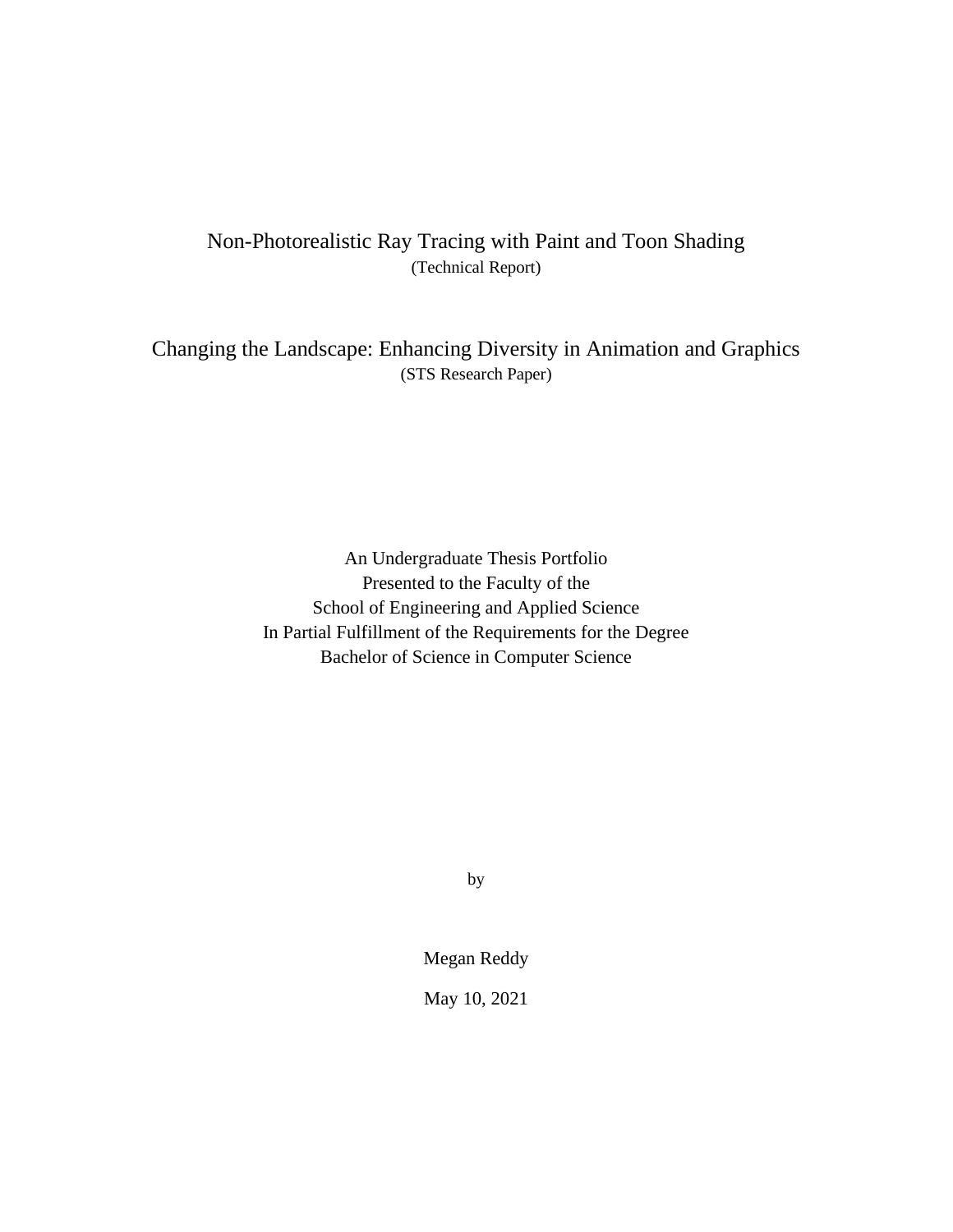# Non-Photorealistic Ray Tracing with Paint and Toon Shading

(Technical Report)

# Changing the Landscape: Enhancing Diversity in Animation and Graphics

(STS Research Paper)

An Undergraduate Thesis Portfolio
Presented to the Faculty of the
School of Engineering and Applied Science
In Partial Fulfillment of the Requirements for the Degree
Bachelor of Science in Computer Science

by

Megan Reddy

May 10, 2021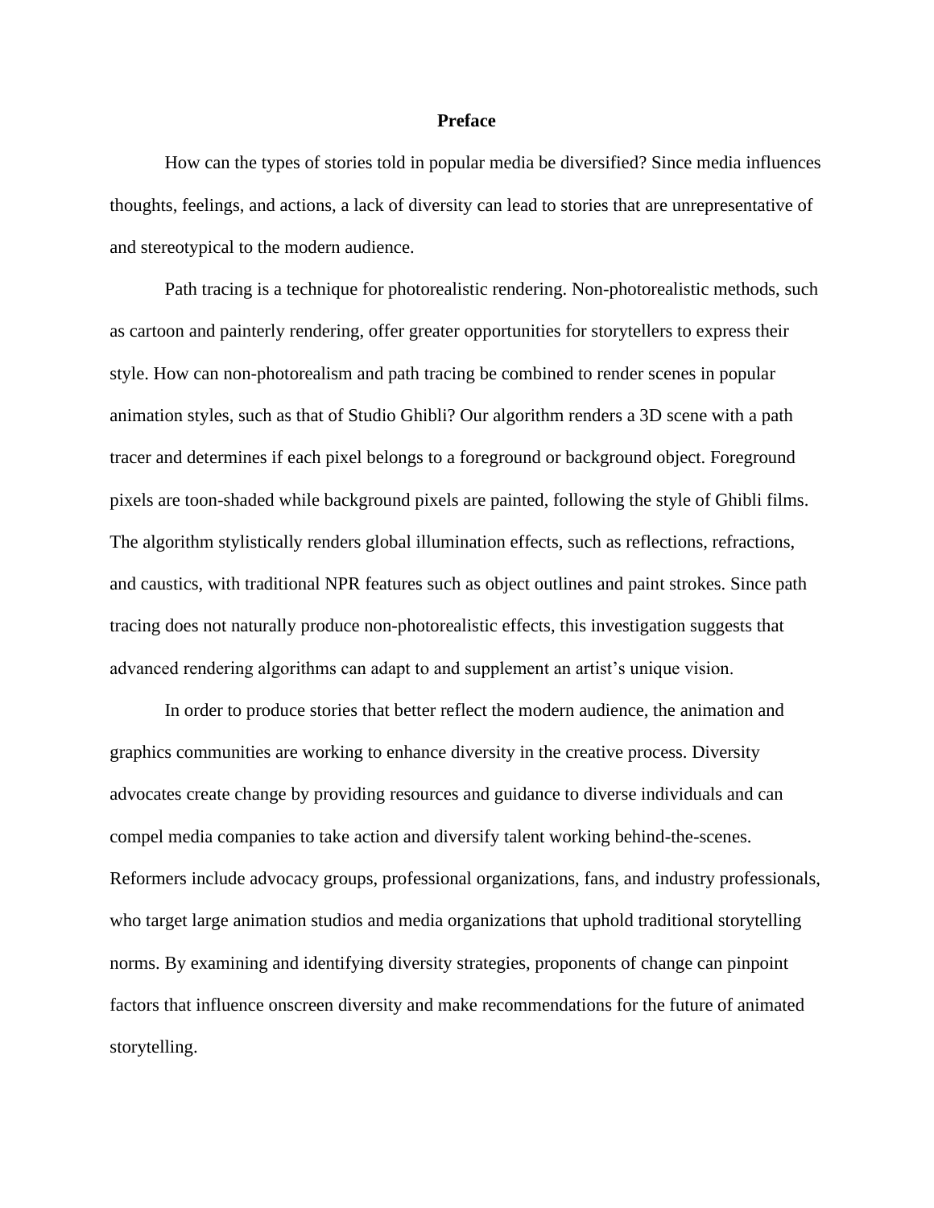# Preface

How can the types of stories told in popular media be diversified? Since media influences thoughts, feelings, and actions, a lack of diversity can lead to stories that are unrepresentative of and stereotypical to the modern audience.

Path tracing is a technique for photorealistic rendering. Non-photorealistic methods, such as cartoon and painterly rendering, offer greater opportunities for storytellers to express their style. How can non-photorealism and path tracing be combined to render scenes in popular animation styles, such as that of Studio Ghibli? Our algorithm renders a 3D scene with a path tracer and determines if each pixel belongs to a foreground or background object. Foreground pixels are toon-shaded while background pixels are painted, following the style of Ghibli films. The algorithm stylistically renders global illumination effects, such as reflections, refractions, and caustics, with traditional NPR features such as object outlines and paint strokes. Since path tracing does not naturally produce non-photorealistic effects, this investigation suggests that advanced rendering algorithms can adapt to and supplement an artist's unique vision.

In order to produce stories that better reflect the modern audience, the animation and graphics communities are working to enhance diversity in the creative process. Diversity advocates create change by providing resources and guidance to diverse individuals and can compel media companies to take action and diversify talent working behind-the-scenes. Reformers include advocacy groups, professional organizations, fans, and industry professionals, who target large animation studios and media organizations that uphold traditional storytelling norms. By examining and identifying diversity strategies, proponents of change can pinpoint factors that influence onscreen diversity and make recommendations for the future of animated storytelling.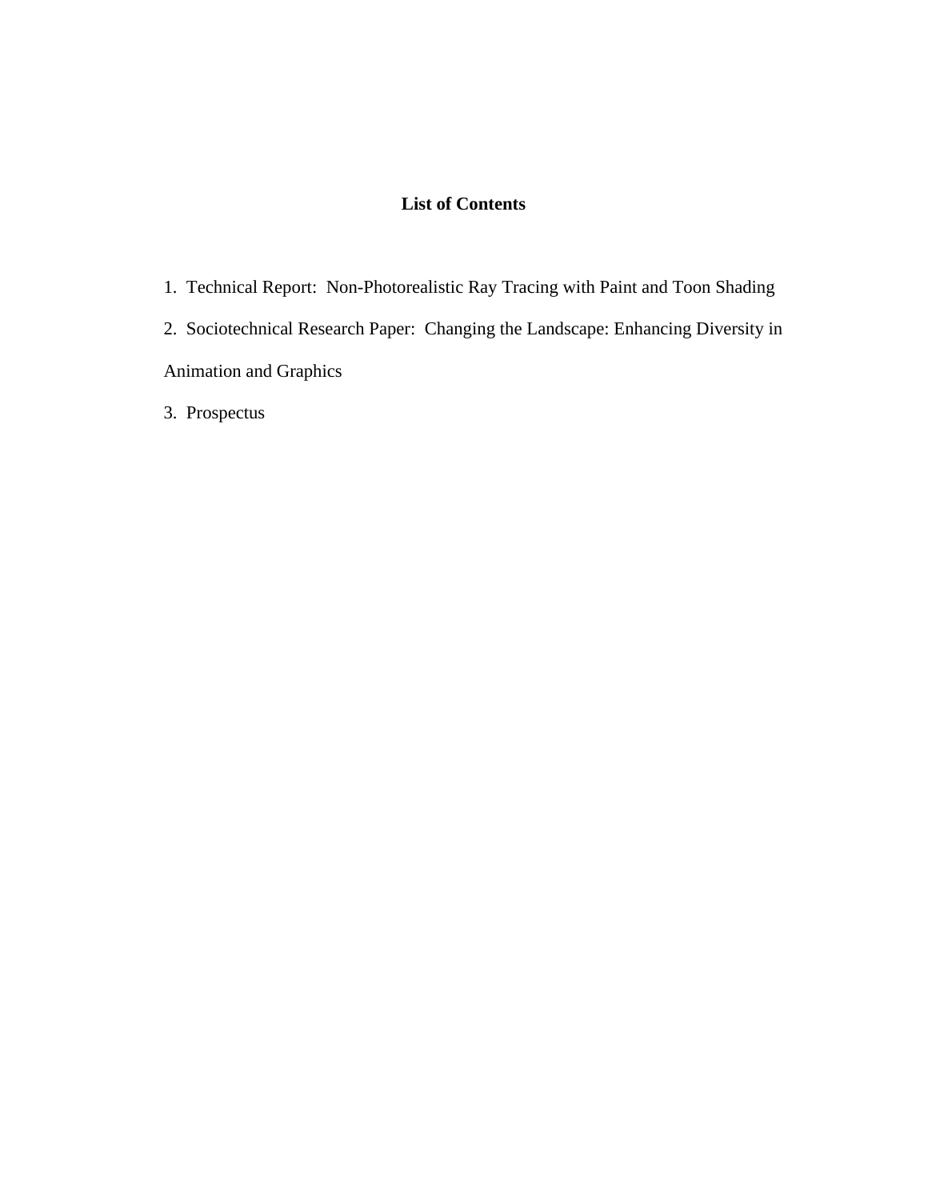**List of Contents**

1. Technical Report: Non-Photorealistic Ray Tracing with Paint and Toon Shading
2. Sociotechnical Research Paper: Changing the Landscape: Enhancing Diversity in Animation and Graphics
3. Prospectus